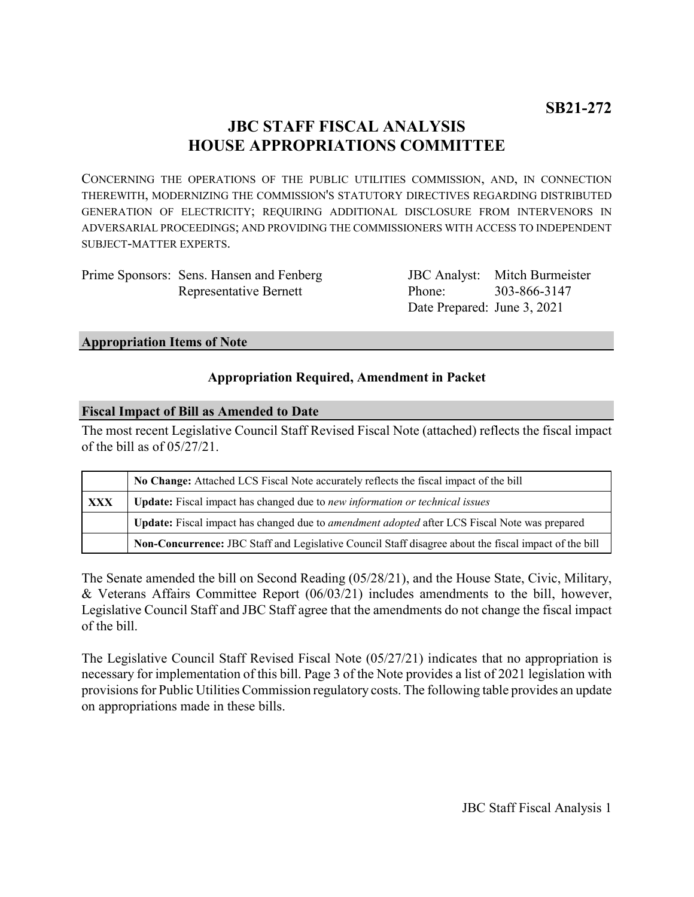**SB21-272**

# JBC STAFF FISCAL ANALYSIS
# HOUSE APPROPRIATIONS COMMITTEE

CONCERNING THE OPERATIONS OF THE PUBLIC UTILITIES COMMISSION, AND, IN CONNECTION THEREWITH, MODERNIZING THE COMMISSION'S STATUTORY DIRECTIVES REGARDING DISTRIBUTED GENERATION OF ELECTRICITY; REQUIRING ADDITIONAL DISCLOSURE FROM INTERVENORS IN ADVERSARIAL PROCEEDINGS; AND PROVIDING THE COMMISSIONERS WITH ACCESS TO INDEPENDENT SUBJECT-MATTER EXPERTS.

Prime Sponsors: Sens. Hansen and Fenberg
Representative Bernett

JBC Analyst: Mitch Burmeister
Phone: 303-866-3147
Date Prepared: June 3, 2021

## Appropriation Items of Note

**Appropriation Required, Amendment in Packet**

## Fiscal Impact of Bill as Amended to Date

The most recent Legislative Council Staff Revised Fiscal Note (attached) reflects the fiscal impact of the bill as of 05/27/21.

| | |
|---|---|
| | **No Change:** Attached LCS Fiscal Note accurately reflects the fiscal impact of the bill |
| **XXX** | **Update:** Fiscal impact has changed due to *new information or technical issues* |
| | **Update:** Fiscal impact has changed due to *amendment adopted* after LCS Fiscal Note was prepared |
| | **Non-Concurrence:** JBC Staff and Legislative Council Staff disagree about the fiscal impact of the bill |

The Senate amended the bill on Second Reading (05/28/21), and the House State, Civic, Military, & Veterans Affairs Committee Report (06/03/21) includes amendments to the bill, however, Legislative Council Staff and JBC Staff agree that the amendments do not change the fiscal impact of the bill.

The Legislative Council Staff Revised Fiscal Note (05/27/21) indicates that no appropriation is necessary for implementation of this bill. Page 3 of the Note provides a list of 2021 legislation with provisions for Public Utilities Commission regulatory costs. The following table provides an update on appropriations made in these bills.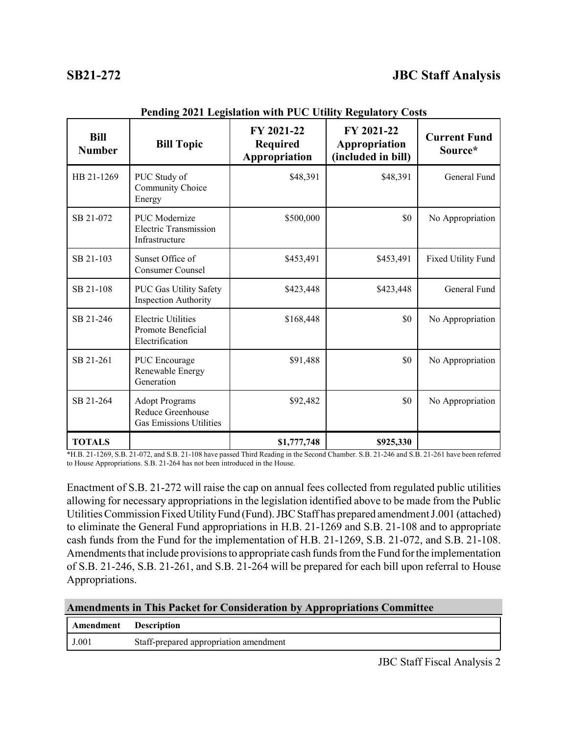**Pending 2021 Legislation with PUC Utility Regulatory Costs**

| Bill Number | Bill Topic | FY 2021-22 Required Appropriation | FY 2021-22 Appropriation (included in bill) | Current Fund Source* |
|---|---|---|---|---|
| HB 21-1269 | PUC Study of Community Choice Energy | $48,391 | $48,391 | General Fund |
| SB 21-072 | PUC Modernize Electric Transmission Infrastructure | $500,000 | $0 | No Appropriation |
| SB 21-103 | Sunset Office of Consumer Counsel | $453,491 | $453,491 | Fixed Utility Fund |
| SB 21-108 | PUC Gas Utility Safety Inspection Authority | $423,448 | $423,448 | General Fund |
| SB 21-246 | Electric Utilities Promote Beneficial Electrification | $168,448 | $0 | No Appropriation |
| SB 21-261 | PUC Encourage Renewable Energy Generation | $91,488 | $0 | No Appropriation |
| SB 21-264 | Adopt Programs Reduce Greenhouse Gas Emissions Utilities | $92,482 | $0 | No Appropriation |
| **TOTALS** | | **$1,777,748** | **$925,330** | |

*H.B. 21-1269, S.B. 21-072, and S.B. 21-108 have passed Third Reading in the Second Chamber. S.B. 21-246 and S.B. 21-261 have been referred to House Appropriations. S.B. 21-264 has not been introduced in the House.

Enactment of S.B. 21-272 will raise the cap on annual fees collected from regulated public utilities allowing for necessary appropriations in the legislation identified above to be made from the Public Utilities Commission Fixed Utility Fund (Fund). JBC Staff has prepared amendment J.001 (attached) to eliminate the General Fund appropriations in H.B. 21-1269 and S.B. 21-108 and to appropriate cash funds from the Fund for the implementation of H.B. 21-1269, S.B. 21-072, and S.B. 21-108. Amendments that include provisions to appropriate cash funds from the Fund for the implementation of S.B. 21-246, S.B. 21-261, and S.B. 21-264 will be prepared for each bill upon referral to House Appropriations.

## Amendments in This Packet for Consideration by Appropriations Committee

| Amendment | Description |
|---|---|
| J.001 | Staff-prepared appropriation amendment |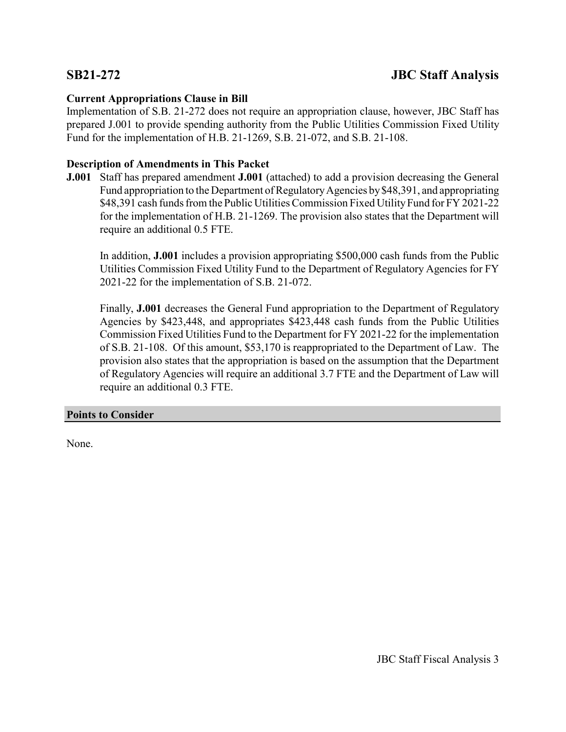# SB21-272 JBC Staff Analysis

**Current Appropriations Clause in Bill**

Implementation of S.B. 21-272 does not require an appropriation clause, however, JBC Staff has prepared J.001 to provide spending authority from the Public Utilities Commission Fixed Utility Fund for the implementation of H.B. 21-1269, S.B. 21-072, and S.B. 21-108.

**Description of Amendments in This Packet**

**J.001** Staff has prepared amendment **J.001** (attached) to add a provision decreasing the General Fund appropriation to the Department of Regulatory Agencies by $48,391, and appropriating $48,391 cash funds from the Public Utilities Commission Fixed Utility Fund for FY 2021-22 for the implementation of H.B. 21-1269. The provision also states that the Department will require an additional 0.5 FTE.

In addition, **J.001** includes a provision appropriating $500,000 cash funds from the Public Utilities Commission Fixed Utility Fund to the Department of Regulatory Agencies for FY 2021-22 for the implementation of S.B. 21-072.

Finally, **J.001** decreases the General Fund appropriation to the Department of Regulatory Agencies by $423,448, and appropriates $423,448 cash funds from the Public Utilities Commission Fixed Utilities Fund to the Department for FY 2021-22 for the implementation of S.B. 21-108. Of this amount, $53,170 is reappropriated to the Department of Law. The provision also states that the appropriation is based on the assumption that the Department of Regulatory Agencies will require an additional 3.7 FTE and the Department of Law will require an additional 0.3 FTE.

## Points to Consider

None.